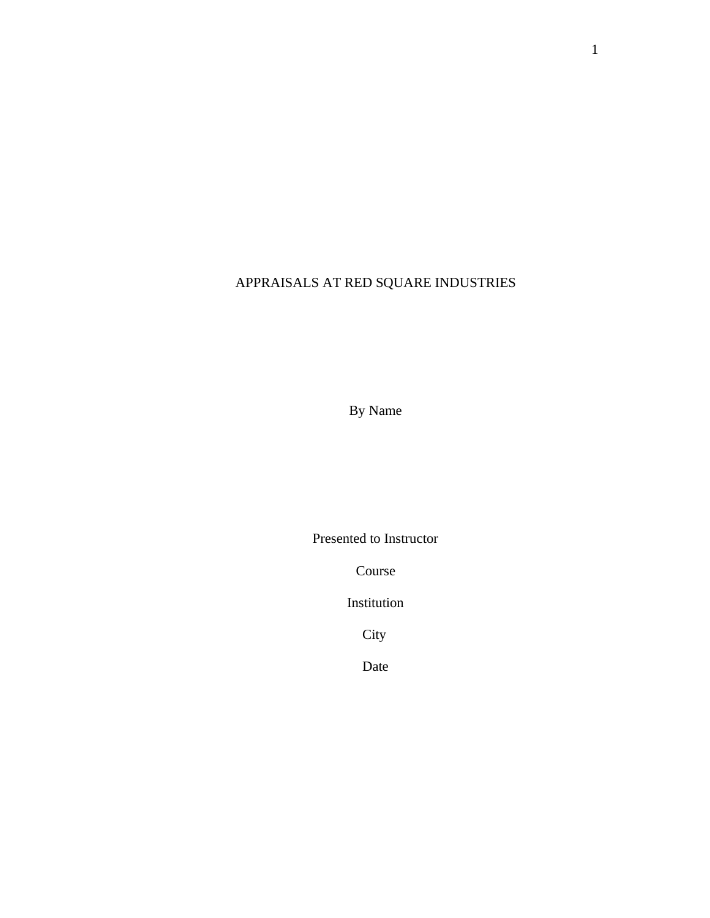# APPRAISALS AT RED SQUARE INDUSTRIES

By Name

Presented to Instructor

Course

Institution

City

Date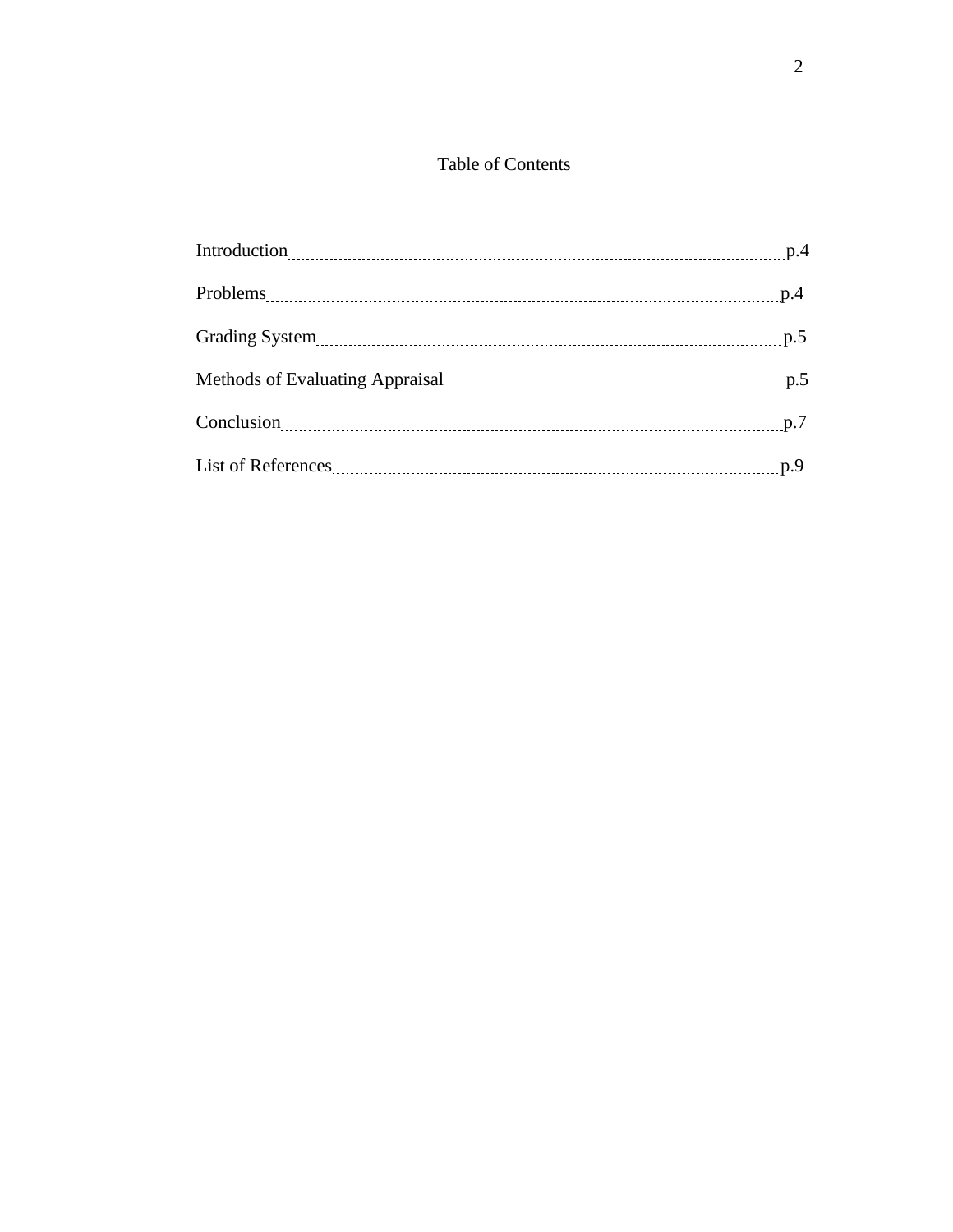# Table of Contents

Introduction ........................................................................................................ p.4

Problems ............................................................................................................ p.4

Grading System ................................................................................................. p.5

Methods of Evaluating Appraisal ..................................................................... p.5

Conclusion ........................................................................................................ p.7

List of References .............................................................................................. p.9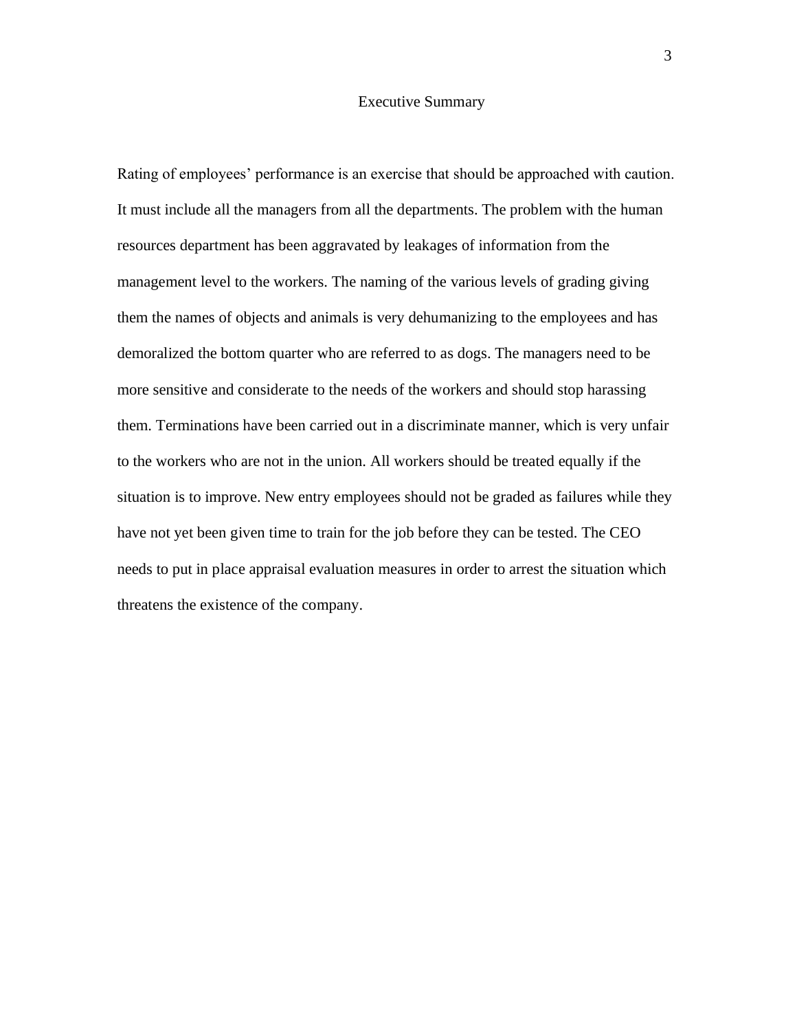# Executive Summary

Rating of employees' performance is an exercise that should be approached with caution. It must include all the managers from all the departments. The problem with the human resources department has been aggravated by leakages of information from the management level to the workers. The naming of the various levels of grading giving them the names of objects and animals is very dehumanizing to the employees and has demoralized the bottom quarter who are referred to as dogs. The managers need to be more sensitive and considerate to the needs of the workers and should stop harassing them. Terminations have been carried out in a discriminate manner, which is very unfair to the workers who are not in the union. All workers should be treated equally if the situation is to improve. New entry employees should not be graded as failures while they have not yet been given time to train for the job before they can be tested. The CEO needs to put in place appraisal evaluation measures in order to arrest the situation which threatens the existence of the company.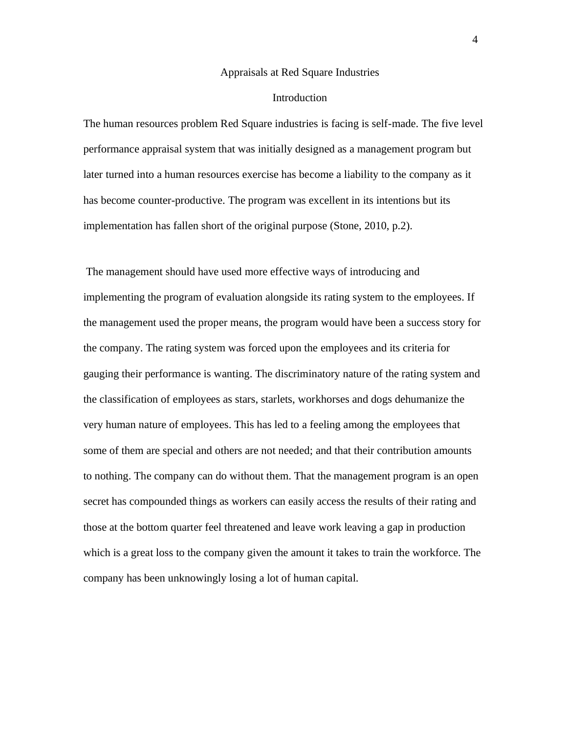# Appraisals at Red Square Industries

## Introduction

The human resources problem Red Square industries is facing is self-made. The five level performance appraisal system that was initially designed as a management program but later turned into a human resources exercise has become a liability to the company as it has become counter-productive. The program was excellent in its intentions but its implementation has fallen short of the original purpose (Stone, 2010, p.2).

The management should have used more effective ways of introducing and implementing the program of evaluation alongside its rating system to the employees. If the management used the proper means, the program would have been a success story for the company. The rating system was forced upon the employees and its criteria for gauging their performance is wanting. The discriminatory nature of the rating system and the classification of employees as stars, starlets, workhorses and dogs dehumanize the very human nature of employees. This has led to a feeling among the employees that some of them are special and others are not needed; and that their contribution amounts to nothing. The company can do without them. That the management program is an open secret has compounded things as workers can easily access the results of their rating and those at the bottom quarter feel threatened and leave work leaving a gap in production which is a great loss to the company given the amount it takes to train the workforce. The company has been unknowingly losing a lot of human capital.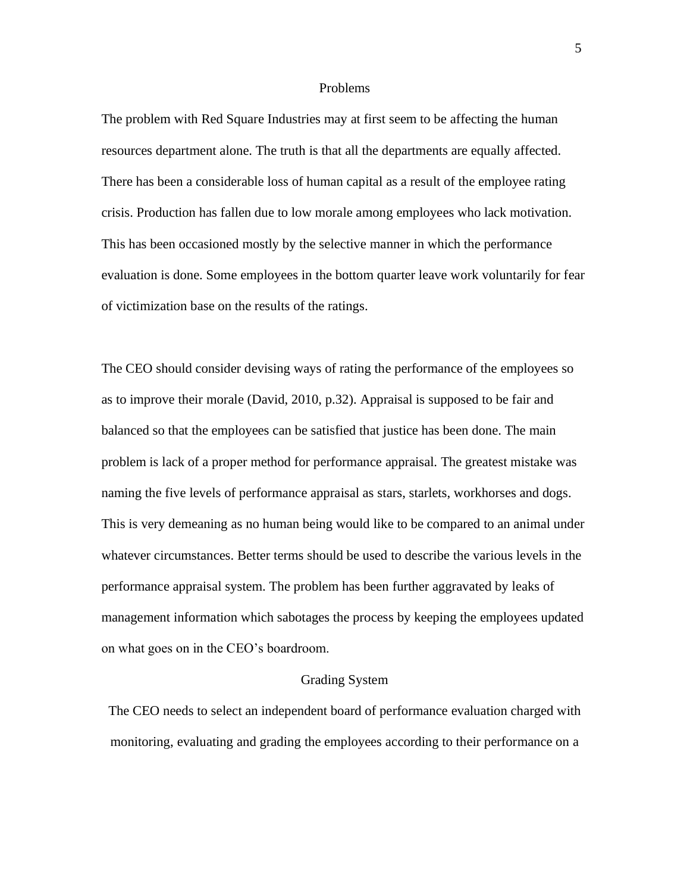## Problems

The problem with Red Square Industries may at first seem to be affecting the human resources department alone. The truth is that all the departments are equally affected. There has been a considerable loss of human capital as a result of the employee rating crisis. Production has fallen due to low morale among employees who lack motivation. This has been occasioned mostly by the selective manner in which the performance evaluation is done. Some employees in the bottom quarter leave work voluntarily for fear of victimization base on the results of the ratings.

The CEO should consider devising ways of rating the performance of the employees so as to improve their morale (David, 2010, p.32). Appraisal is supposed to be fair and balanced so that the employees can be satisfied that justice has been done. The main problem is lack of a proper method for performance appraisal. The greatest mistake was naming the five levels of performance appraisal as stars, starlets, workhorses and dogs. This is very demeaning as no human being would like to be compared to an animal under whatever circumstances. Better terms should be used to describe the various levels in the performance appraisal system. The problem has been further aggravated by leaks of management information which sabotages the process by keeping the employees updated on what goes on in the CEO's boardroom.

## Grading System

The CEO needs to select an independent board of performance evaluation charged with monitoring, evaluating and grading the employees according to their performance on a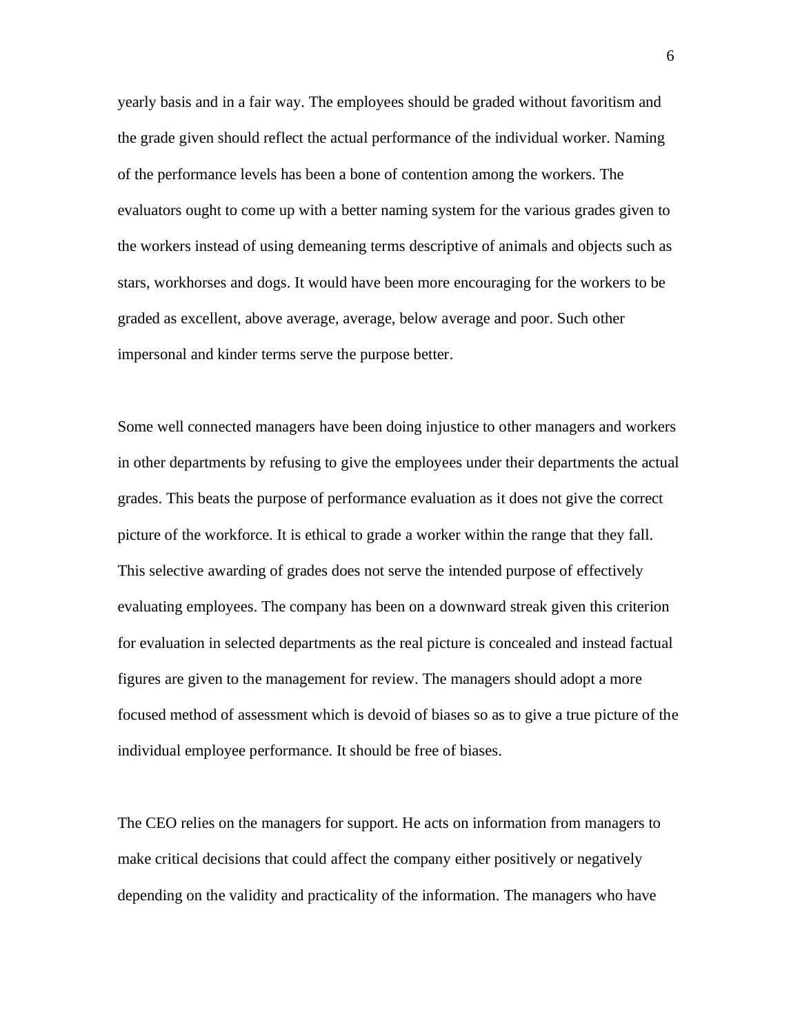yearly basis and in a fair way. The employees should be graded without favoritism and the grade given should reflect the actual performance of the individual worker. Naming of the performance levels has been a bone of contention among the workers. The evaluators ought to come up with a better naming system for the various grades given to the workers instead of using demeaning terms descriptive of animals and objects such as stars, workhorses and dogs. It would have been more encouraging for the workers to be graded as excellent, above average, average, below average and poor. Such other impersonal and kinder terms serve the purpose better.

Some well connected managers have been doing injustice to other managers and workers in other departments by refusing to give the employees under their departments the actual grades. This beats the purpose of performance evaluation as it does not give the correct picture of the workforce. It is ethical to grade a worker within the range that they fall. This selective awarding of grades does not serve the intended purpose of effectively evaluating employees. The company has been on a downward streak given this criterion for evaluation in selected departments as the real picture is concealed and instead factual figures are given to the management for review. The managers should adopt a more focused method of assessment which is devoid of biases so as to give a true picture of the individual employee performance. It should be free of biases.

The CEO relies on the managers for support. He acts on information from managers to make critical decisions that could affect the company either positively or negatively depending on the validity and practicality of the information. The managers who have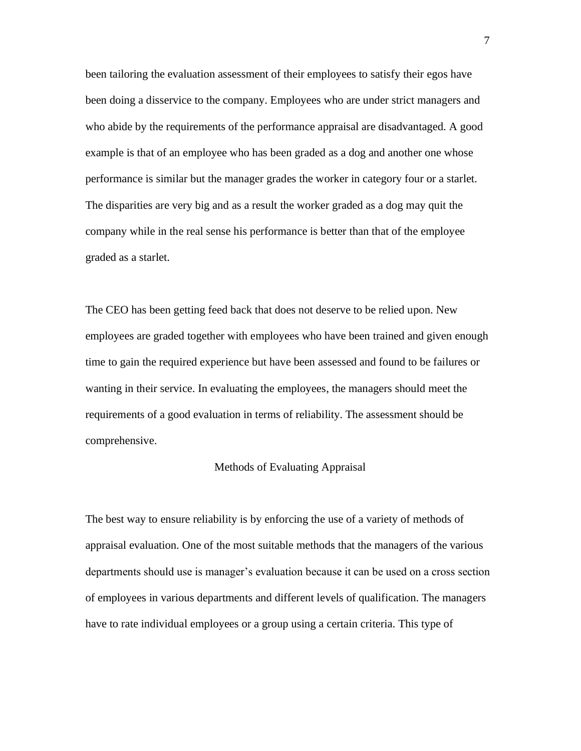been tailoring the evaluation assessment of their employees to satisfy their egos have been doing a disservice to the company. Employees who are under strict managers and who abide by the requirements of the performance appraisal are disadvantaged. A good example is that of an employee who has been graded as a dog and another one whose performance is similar but the manager grades the worker in category four or a starlet. The disparities are very big and as a result the worker graded as a dog may quit the company while in the real sense his performance is better than that of the employee graded as a starlet.

The CEO has been getting feed back that does not deserve to be relied upon. New employees are graded together with employees who have been trained and given enough time to gain the required experience but have been assessed and found to be failures or wanting in their service. In evaluating the employees, the managers should meet the requirements of a good evaluation in terms of reliability. The assessment should be comprehensive.

## Methods of Evaluating Appraisal

The best way to ensure reliability is by enforcing the use of a variety of methods of appraisal evaluation. One of the most suitable methods that the managers of the various departments should use is manager's evaluation because it can be used on a cross section of employees in various departments and different levels of qualification. The managers have to rate individual employees or a group using a certain criteria. This type of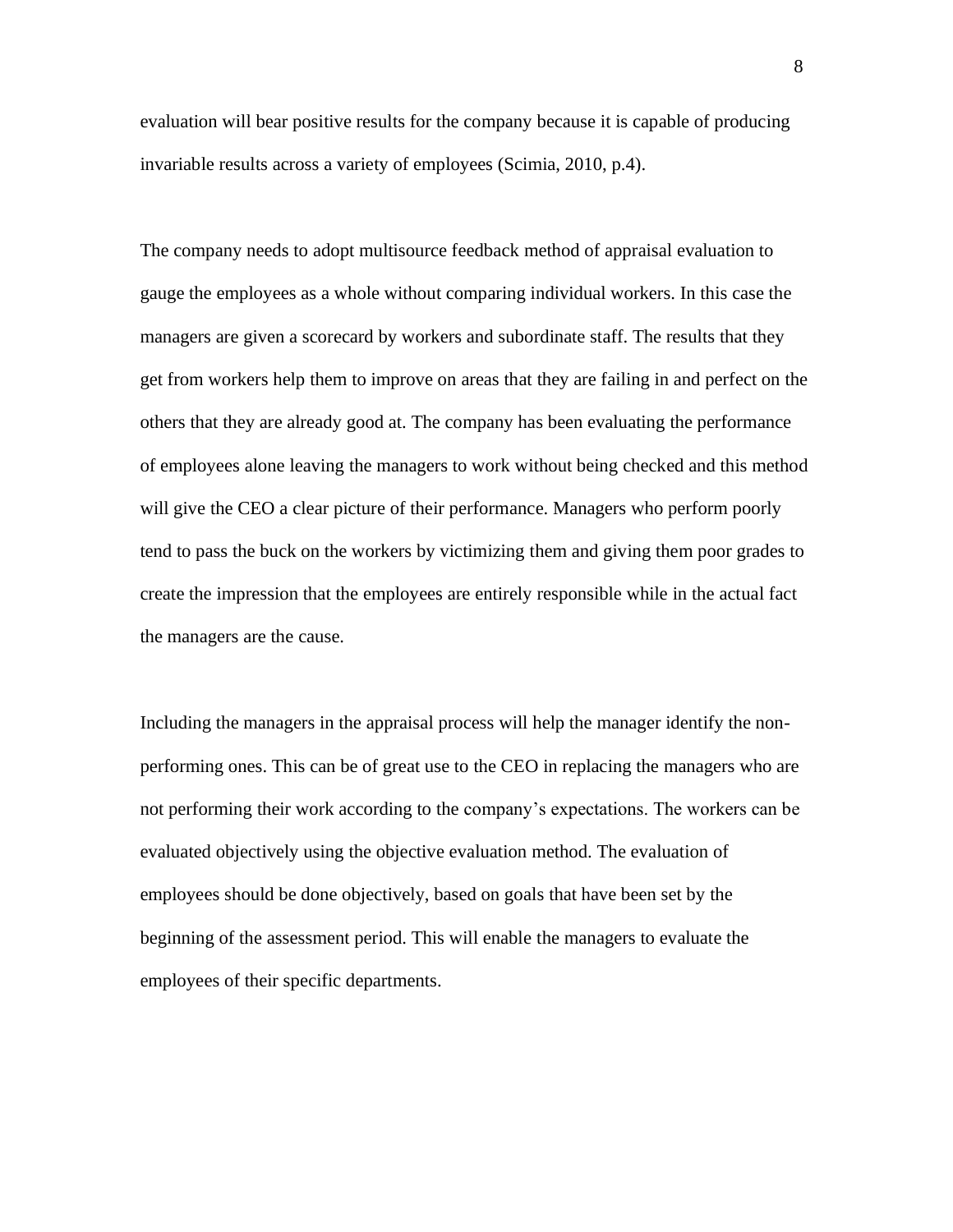evaluation will bear positive results for the company because it is capable of producing invariable results across a variety of employees (Scimia, 2010, p.4).

The company needs to adopt multisource feedback method of appraisal evaluation to gauge the employees as a whole without comparing individual workers. In this case the managers are given a scorecard by workers and subordinate staff. The results that they get from workers help them to improve on areas that they are failing in and perfect on the others that they are already good at. The company has been evaluating the performance of employees alone leaving the managers to work without being checked and this method will give the CEO a clear picture of their performance. Managers who perform poorly tend to pass the buck on the workers by victimizing them and giving them poor grades to create the impression that the employees are entirely responsible while in the actual fact the managers are the cause.

Including the managers in the appraisal process will help the manager identify the non-performing ones. This can be of great use to the CEO in replacing the managers who are not performing their work according to the company's expectations. The workers can be evaluated objectively using the objective evaluation method. The evaluation of employees should be done objectively, based on goals that have been set by the beginning of the assessment period. This will enable the managers to evaluate the employees of their specific departments.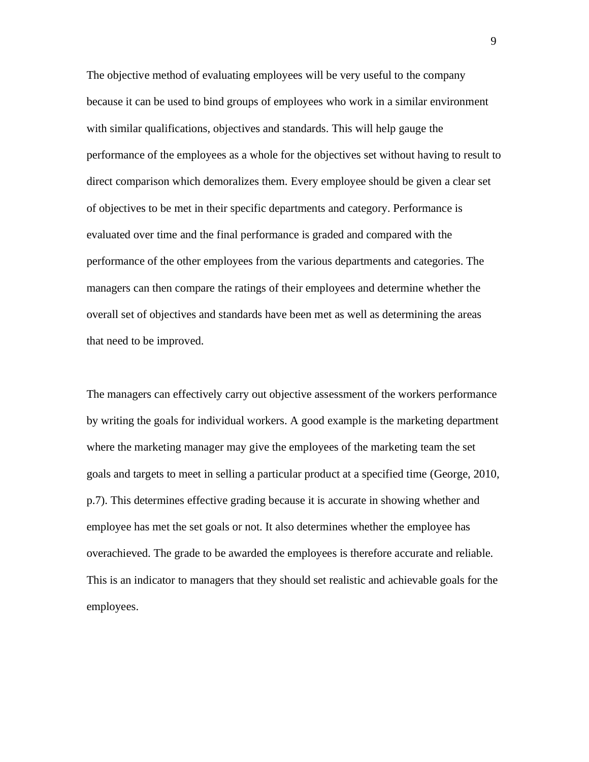The objective method of evaluating employees will be very useful to the company because it can be used to bind groups of employees who work in a similar environment with similar qualifications, objectives and standards. This will help gauge the performance of the employees as a whole for the objectives set without having to result to direct comparison which demoralizes them. Every employee should be given a clear set of objectives to be met in their specific departments and category. Performance is evaluated over time and the final performance is graded and compared with the performance of the other employees from the various departments and categories. The managers can then compare the ratings of their employees and determine whether the overall set of objectives and standards have been met as well as determining the areas that need to be improved.

The managers can effectively carry out objective assessment of the workers performance by writing the goals for individual workers. A good example is the marketing department where the marketing manager may give the employees of the marketing team the set goals and targets to meet in selling a particular product at a specified time (George, 2010, p.7). This determines effective grading because it is accurate in showing whether and employee has met the set goals or not. It also determines whether the employee has overachieved. The grade to be awarded the employees is therefore accurate and reliable. This is an indicator to managers that they should set realistic and achievable goals for the employees.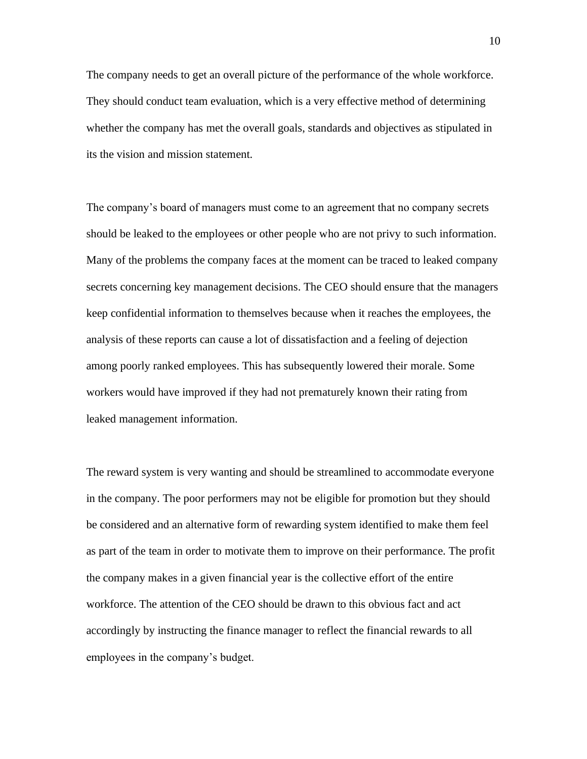The company needs to get an overall picture of the performance of the whole workforce. They should conduct team evaluation, which is a very effective method of determining whether the company has met the overall goals, standards and objectives as stipulated in its the vision and mission statement.

The company's board of managers must come to an agreement that no company secrets should be leaked to the employees or other people who are not privy to such information. Many of the problems the company faces at the moment can be traced to leaked company secrets concerning key management decisions. The CEO should ensure that the managers keep confidential information to themselves because when it reaches the employees, the analysis of these reports can cause a lot of dissatisfaction and a feeling of dejection among poorly ranked employees. This has subsequently lowered their morale. Some workers would have improved if they had not prematurely known their rating from leaked management information.

The reward system is very wanting and should be streamlined to accommodate everyone in the company. The poor performers may not be eligible for promotion but they should be considered and an alternative form of rewarding system identified to make them feel as part of the team in order to motivate them to improve on their performance. The profit the company makes in a given financial year is the collective effort of the entire workforce. The attention of the CEO should be drawn to this obvious fact and act accordingly by instructing the finance manager to reflect the financial rewards to all employees in the company's budget.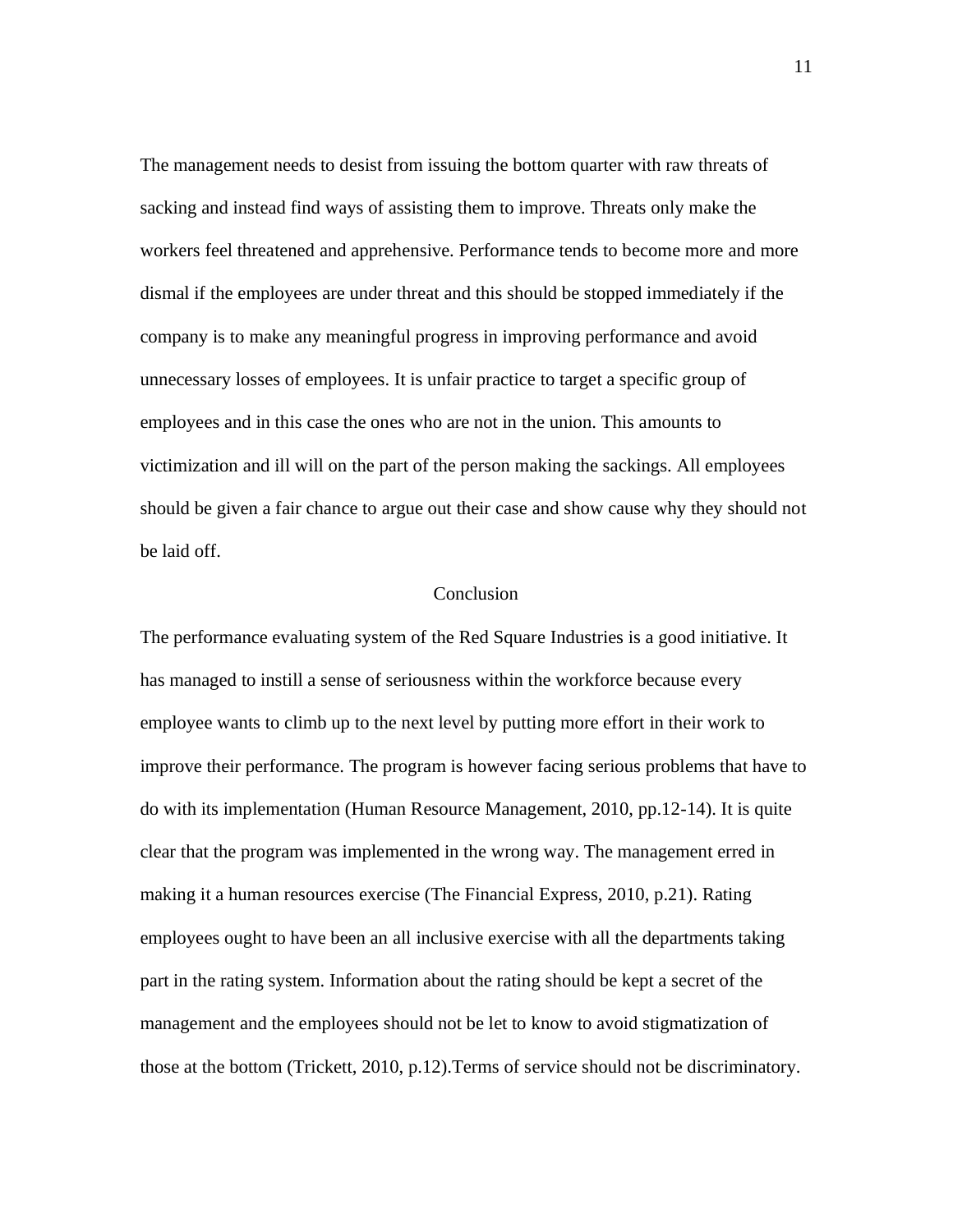The management needs to desist from issuing the bottom quarter with raw threats of sacking and instead find ways of assisting them to improve. Threats only make the workers feel threatened and apprehensive. Performance tends to become more and more dismal if the employees are under threat and this should be stopped immediately if the company is to make any meaningful progress in improving performance and avoid unnecessary losses of employees. It is unfair practice to target a specific group of employees and in this case the ones who are not in the union. This amounts to victimization and ill will on the part of the person making the sackings. All employees should be given a fair chance to argue out their case and show cause why they should not be laid off.

## Conclusion

The performance evaluating system of the Red Square Industries is a good initiative. It has managed to instill a sense of seriousness within the workforce because every employee wants to climb up to the next level by putting more effort in their work to improve their performance. The program is however facing serious problems that have to do with its implementation (Human Resource Management, 2010, pp.12-14). It is quite clear that the program was implemented in the wrong way. The management erred in making it a human resources exercise (The Financial Express, 2010, p.21). Rating employees ought to have been an all inclusive exercise with all the departments taking part in the rating system. Information about the rating should be kept a secret of the management and the employees should not be let to know to avoid stigmatization of those at the bottom (Trickett, 2010, p.12).Terms of service should not be discriminatory.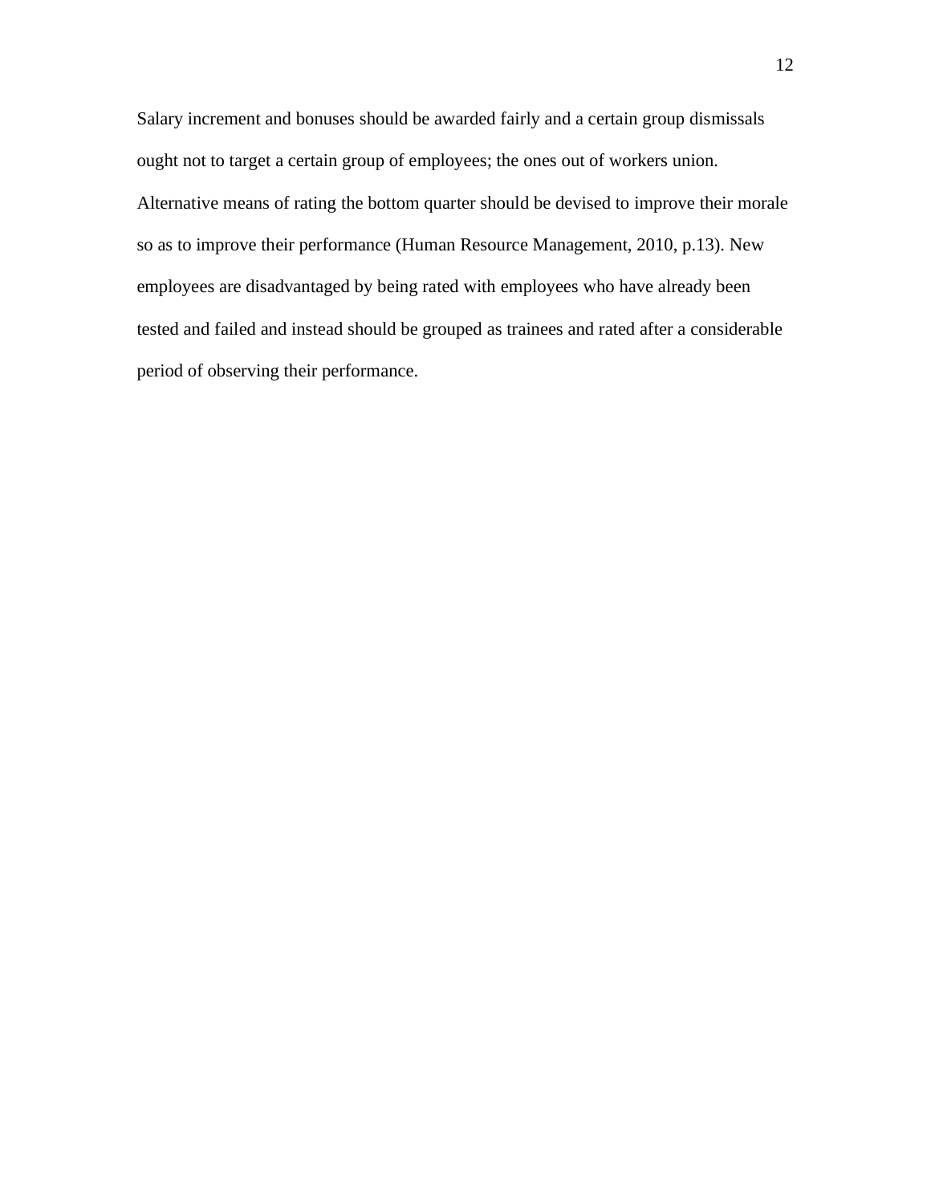Salary increment and bonuses should be awarded fairly and a certain group dismissals ought not to target a certain group of employees; the ones out of workers union. Alternative means of rating the bottom quarter should be devised to improve their morale so as to improve their performance (Human Resource Management, 2010, p.13). New employees are disadvantaged by being rated with employees who have already been tested and failed and instead should be grouped as trainees and rated after a considerable period of observing their performance.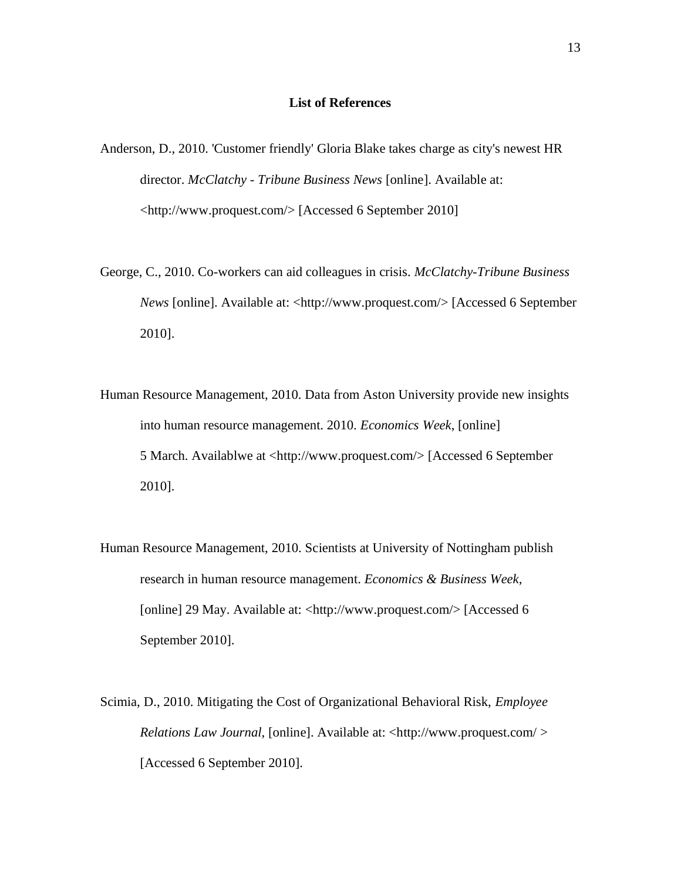**List of References**

Anderson, D., 2010. 'Customer friendly' Gloria Blake takes charge as city's newest HR director. *McClatchy - Tribune Business News* [online]. Available at: <http://www.proquest.com/> [Accessed 6 September 2010]

George, C., 2010. Co-workers can aid colleagues in crisis. *McClatchy-Tribune Business News* [online]. Available at: <http://www.proquest.com/> [Accessed 6 September 2010].

Human Resource Management, 2010. Data from Aston University provide new insights into human resource management. 2010. *Economics Week*, [online] 5 March. Availablwe at <http://www.proquest.com/> [Accessed 6 September 2010].

Human Resource Management, 2010. Scientists at University of Nottingham publish research in human resource management. *Economics & Business Week*, [online] 29 May. Available at: <http://www.proquest.com/> [Accessed 6 September 2010].

Scimia, D., 2010. Mitigating the Cost of Organizational Behavioral Risk, *Employee Relations Law Journal*, [online]. Available at: <http://www.proquest.com/ > [Accessed 6 September 2010].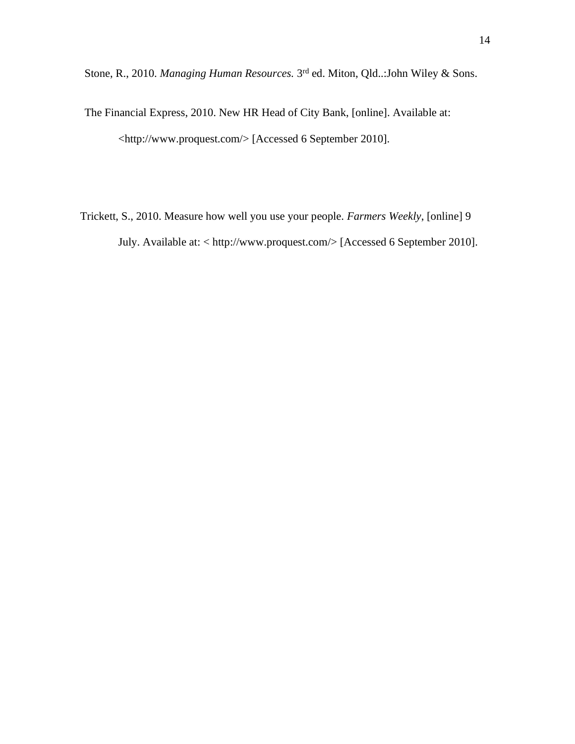Stone, R., 2010. *Managing Human Resources*. 3rd ed. Miton, Qld..:John Wiley & Sons.

The Financial Express, 2010. New HR Head of City Bank, [online]. Available at: <http://www.proquest.com/> [Accessed 6 September 2010].

Trickett, S., 2010. Measure how well you use your people. *Farmers Weekly*, [online] 9 July. Available at: < http://www.proquest.com/> [Accessed 6 September 2010].